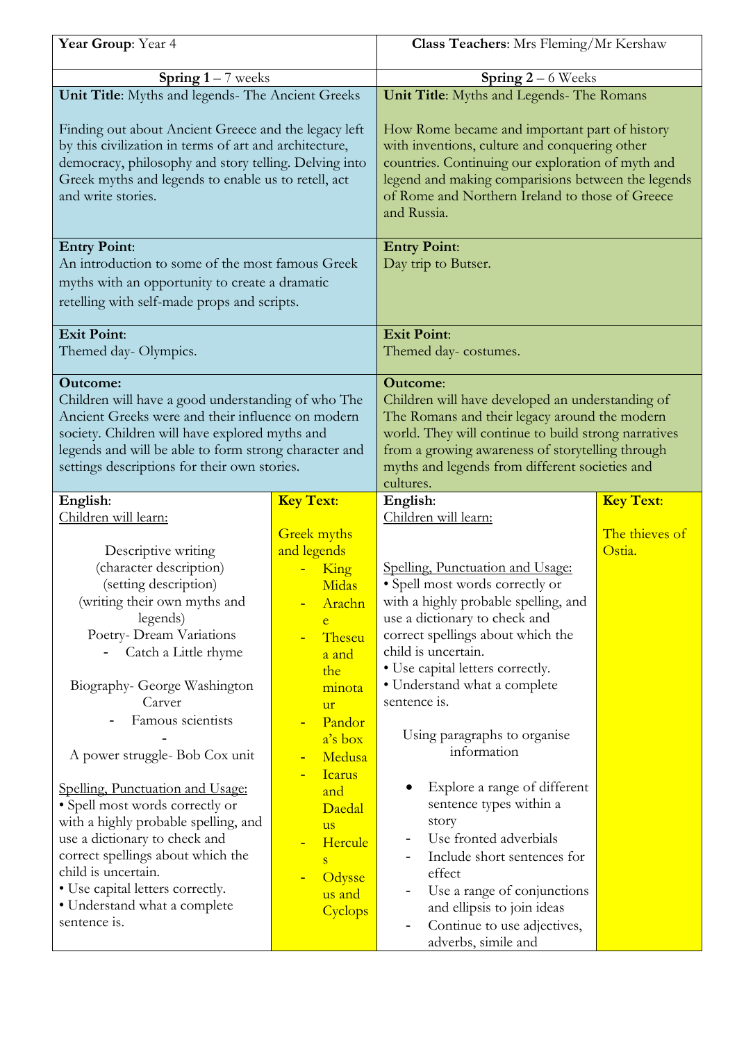| **Year Group**: Year 4 | | **Class Teachers**: Mrs Fleming/Mr Kershaw | |
|---|---|---|---|
| **Spring 1** – 7 weeks | | **Spring 2** – 6 Weeks | |
| **Unit Title**: Myths and legends- The Ancient Greeks<br><br>Finding out about Ancient Greece and the legacy left by this civilization in terms of art and architecture, democracy, philosophy and story telling. Delving into Greek myths and legends to enable us to retell, act and write stories. | | **Unit Title**: Myths and Legends- The Romans<br><br>How Rome became and important part of history with inventions, culture and conquering other countries. Continuing our exploration of myth and legend and making comparisions between the legends of Rome and Northern Ireland to those of Greece and Russia. | |
| **Entry Point**:<br>An introduction to some of the most famous Greek myths with an opportunity to create a dramatic retelling with self-made props and scripts. | | **Entry Point**:<br>Day trip to Butser. | |
| **Exit Point**:<br>Themed day- Olympics. | | **Exit Point**:<br>Themed day- costumes. | |
| **Outcome:**<br>Children will have a good understanding of who The Ancient Greeks were and their influence on modern society. Children will have explored myths and legends and will be able to form strong character and settings descriptions for their own stories. | | **Outcome**:<br>Children will have developed an understanding of The Romans and their legacy around the modern world. They will continue to build strong narratives from a growing awareness of storytelling through myths and legends from different societies and cultures. | |
| **English**:<br>Children will learn:<br><br>Descriptive writing<br>(character description)<br>(setting description)<br>(writing their own myths and legends)<br>Poetry- Dream Variations<br>- Catch a Little rhyme<br><br>Biography- George Washington Carver<br>- Famous scientists<br>-<br>A power struggle- Bob Cox unit<br><br>Spelling, Punctuation and Usage:<br>• Spell most words correctly or with a highly probable spelling, and use a dictionary to check and correct spellings about which the child is uncertain.<br>• Use capital letters correctly.<br>• Understand what a complete sentence is. | **Key Text**:<br><br>Greek myths and legends<br>- King Midas<br>- Arachne<br>- Theseua and the minotaur<br>- Pandora's box<br>- Medusa<br>- Icarus and Daedalus<br>- Hercules<br>- Odysseus and Cyclops | **English**:<br>Children will learn:<br><br>Spelling, Punctuation and Usage:<br>• Spell most words correctly or with a highly probable spelling, and use a dictionary to check and correct spellings about which the child is uncertain.<br>• Use capital letters correctly.<br>• Understand what a complete sentence is.<br><br>Using paragraphs to organise information<br><br>• Explore a range of different sentence types within a story<br>- Use fronted adverbials<br>- Include short sentences for effect<br>- Use a range of conjunctions and ellipsis to join ideas<br>- Continue to use adjectives, adverbs, simile and | **Key Text**:<br><br>The thieves of Ostia. |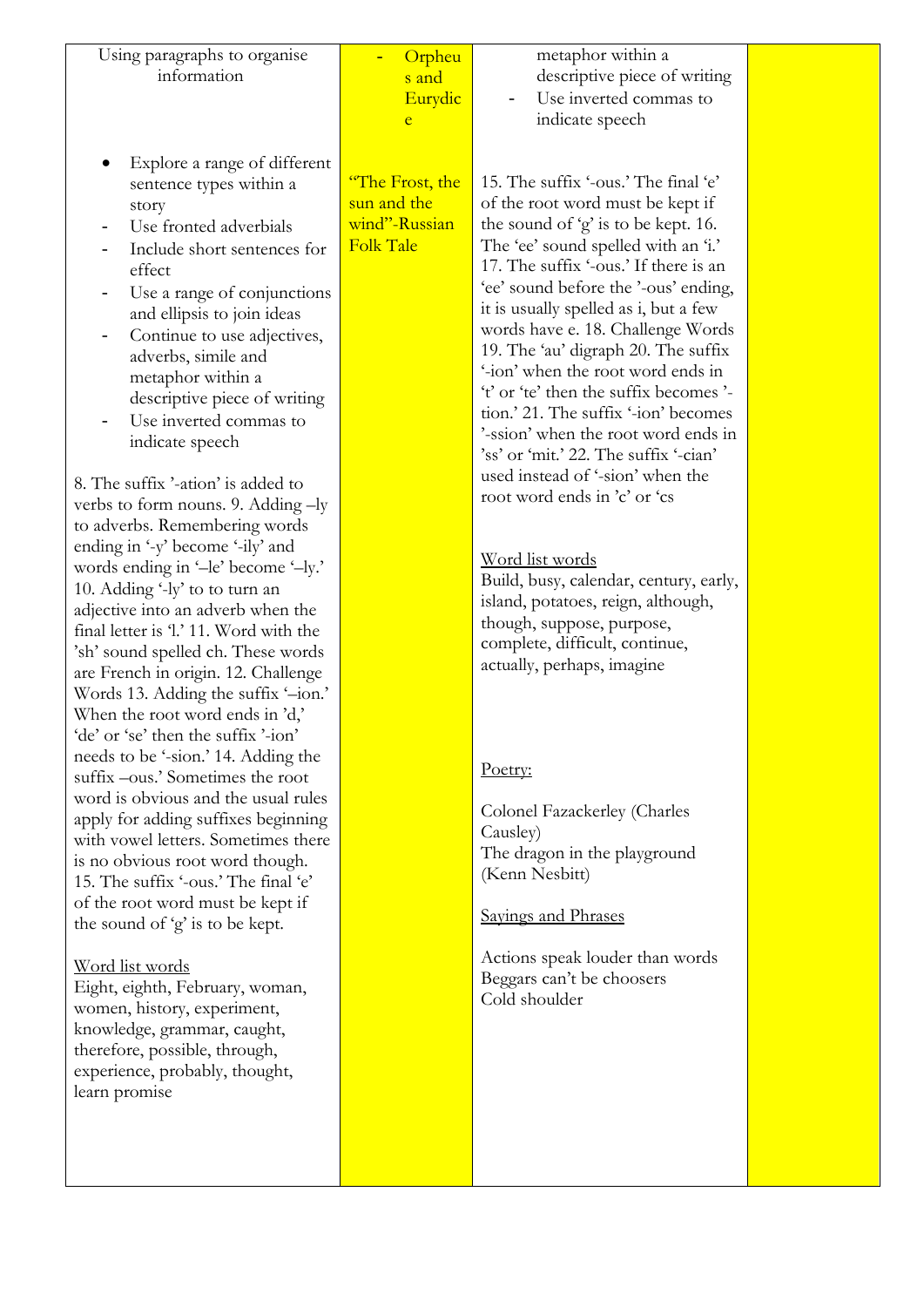| | | | |
|---|---|---|---|
| Using paragraphs to organise information<br><br>- Explore a range of different sentence types within a story<br>- Use fronted adverbials<br>- Include short sentences for effect<br>- Use a range of conjunctions and ellipsis to join ideas<br>- Continue to use adjectives, adverbs, simile and metaphor within a descriptive piece of writing<br>- Use inverted commas to indicate speech<br><br>8. The suffix '-ation' is added to verbs to form nouns. 9. Adding –ly to adverbs. Remembering words ending in '-y' become '-ily' and words ending in '–le' become '–ly.' 10. Adding '-ly' to to turn an adjective into an adverb when the final letter is 'l.' 11. Word with the 'sh' sound spelled ch. These words are French in origin. 12. Challenge Words 13. Adding the suffix '–ion.' When the root word ends in 'd,' 'de' or 'se' then the suffix '-ion' needs to be '-sion.' 14. Adding the suffix –ous.' Sometimes the root word is obvious and the usual rules apply for adding suffixes beginning with vowel letters. Sometimes there is no obvious root word though. 15. The suffix '-ous.' The final 'e' of the root word must be kept if the sound of 'g' is to be kept.<br><br>Word list words<br>Eight, eighth, February, woman, women, history, experiment, knowledge, grammar, caught, therefore, possible, through, experience, probably, thought, learn promise | - Orpheus and Eurydice<br><br>"The Frost, the sun and the wind"-Russian Folk Tale | metaphor within a descriptive piece of writing<br>- Use inverted commas to indicate speech<br><br>15. The suffix '-ous.' The final 'e' of the root word must be kept if the sound of 'g' is to be kept. 16. The 'ee' sound spelled with an 'i.' 17. The suffix '-ous.' If there is an 'ee' sound before the '-ous' ending, it is usually spelled as i, but a few words have e. 18. Challenge Words 19. The 'au' digraph 20. The suffix '-ion' when the root word ends in 't' or 'te' then the suffix becomes '-tion.' 21. The suffix '-ion' becomes '-ssion' when the root word ends in 'ss' or 'mit.' 22. The suffix '-cian' used instead of '-sion' when the root word ends in 'c' or 'cs<br><br>Word list words<br>Build, busy, calendar, century, early, island, potatoes, reign, although, though, suppose, purpose, complete, difficult, continue, actually, perhaps, imagine<br><br>Poetry:<br><br>Colonel Fazackerley (Charles Causley)<br>The dragon in the playground (Kenn Nesbitt)<br><br>Sayings and Phrases<br><br>Actions speak louder than words<br>Beggars can't be choosers<br>Cold shoulder | |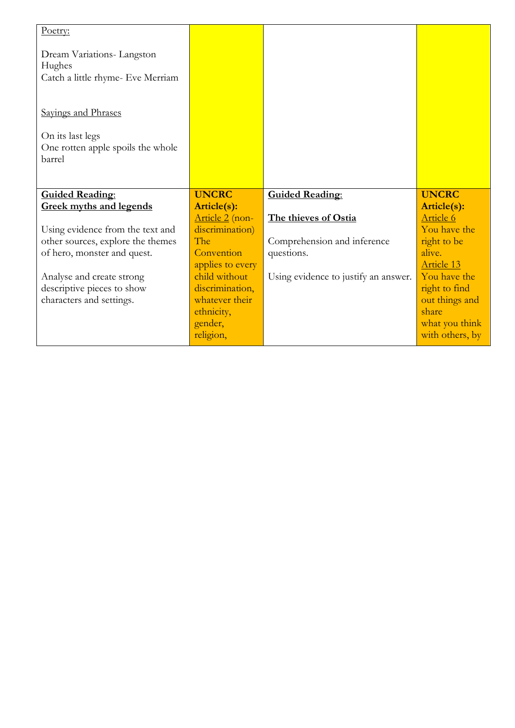| | | | |
|---|---|---|---|
| Poetry:<br><br>Dream Variations- Langston Hughes<br>Catch a little rhyme- Eve Merriam<br><br><br>Sayings and Phrases<br><br>On its last legs<br>One rotten apple spoils the whole barrel | | | |
| **Guided Reading:**<br>**Greek myths and legends**<br><br>Using evidence from the text and other sources, explore the themes of hero, monster and quest.<br><br>Analyse and create strong descriptive pieces to show characters and settings. | **UNCRC Article(s):**<br>Article 2 (non-discrimination) The Convention applies to every child without discrimination, whatever their ethnicity, gender, religion, | **Guided Reading:**<br><br>**The thieves of Ostia**<br><br>Comprehension and inference questions.<br><br>Using evidence to justify an answer. | **UNCRC Article(s):**<br>Article 6<br>You have the right to be alive.<br>Article 13<br>You have the right to find out things and share what you think with others, by |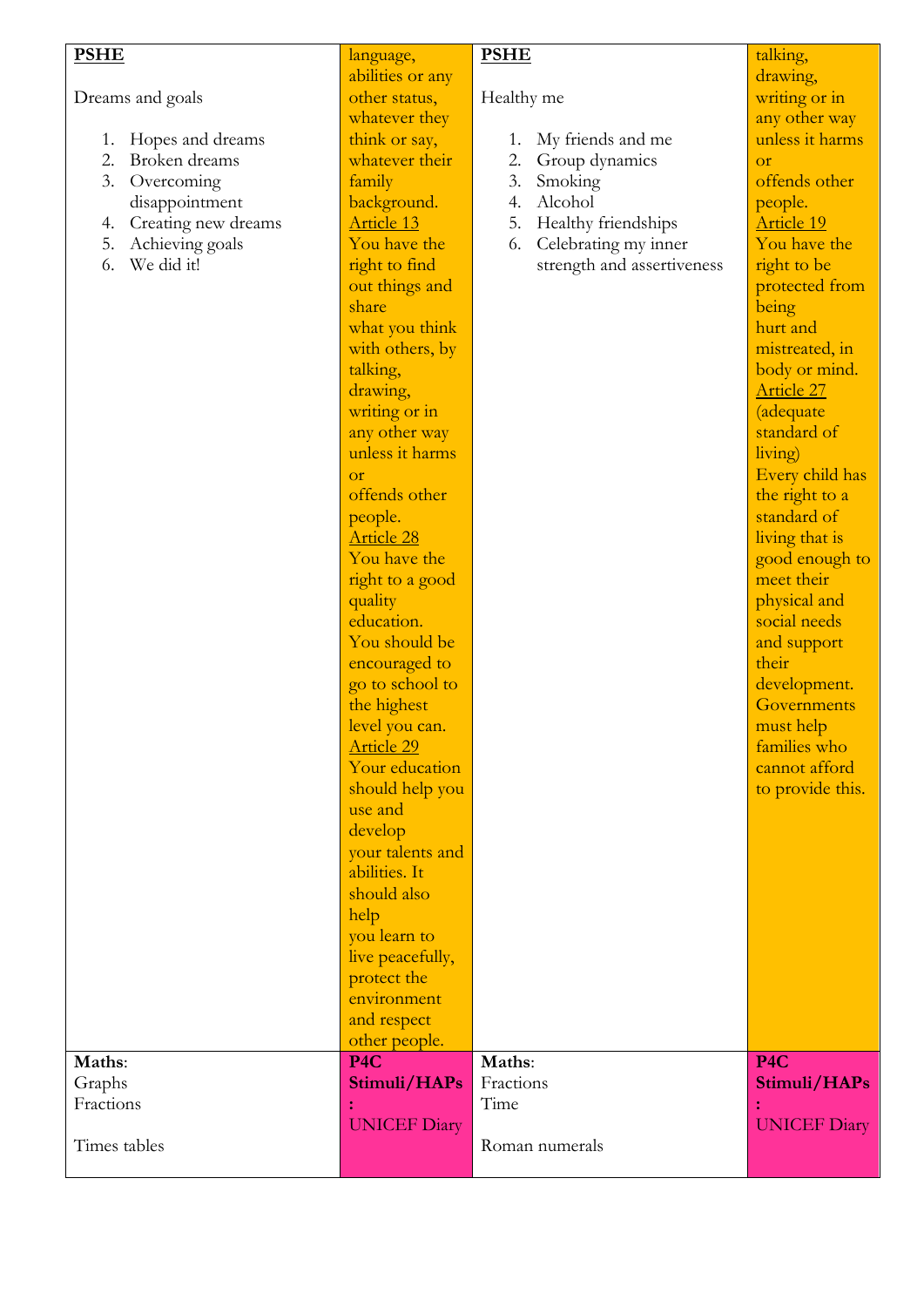| **PSHE**<br><br>Dreams and goals<br><br>1. Hopes and dreams<br>2. Broken dreams<br>3. Overcoming disappointment<br>4. Creating new dreams<br>5. Achieving goals<br>6. We did it! | language, abilities or any other status, whatever they think or say, whatever their family background.<br>Article 13<br>You have the right to find out things and share what you think with others, by talking, drawing, writing or in any other way unless it harms or offends other people.<br>Article 28<br>You have the right to a good quality education. You should be encouraged to go to school to the highest level you can.<br>Article 29<br>Your education should help you use and develop your talents and abilities. It should also help you learn to live peacefully, protect the environment and respect other people. | **PSHE**<br><br>Healthy me<br><br>1. My friends and me<br>2. Group dynamics<br>3. Smoking<br>4. Alcohol<br>5. Healthy friendships<br>6. Celebrating my inner strength and assertiveness | talking, drawing, writing or in any other way unless it harms or offends other people.<br>Article 19<br>You have the right to be protected from being hurt and mistreated, in body or mind.<br>Article 27<br>(adequate standard of living)<br>Every child has the right to a standard of living that is good enough to meet their physical and social needs and support their development. Governments must help families who cannot afford to provide this. |
|---|---|---|---|
| **Maths**:<br>Graphs<br>Fractions<br><br>Times tables | **P4C Stimuli/HAPs:**<br>UNICEF Diary | **Maths**:<br>Fractions<br>Time<br><br>Roman numerals | **P4C Stimuli/HAPs:**<br>UNICEF Diary |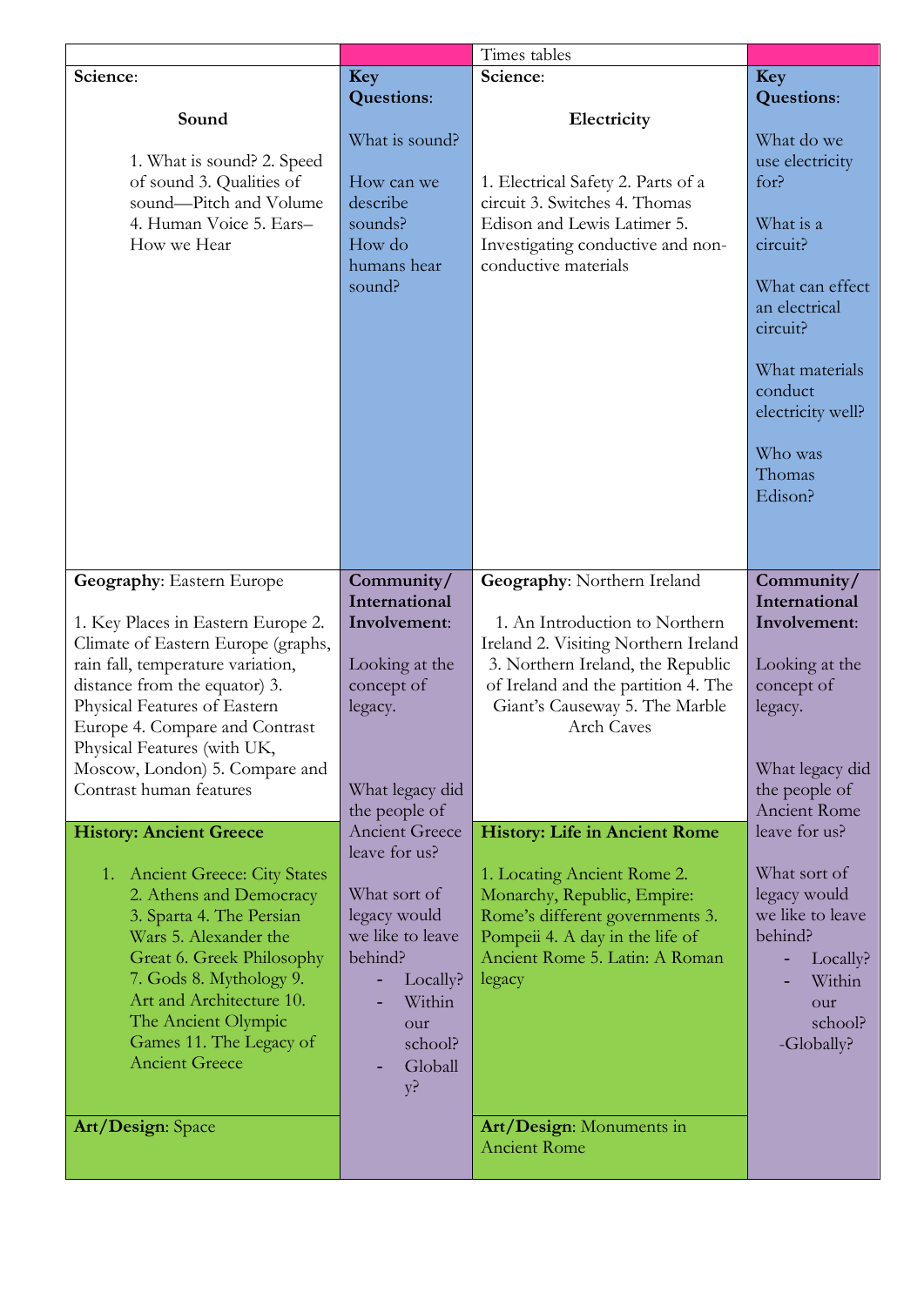| | | Times tables | |
|---|---|---|---|
| **Science**: **Sound** 1. What is sound? 2. Speed of sound 3. Qualities of sound—Pitch and Volume 4. Human Voice 5. Ears–How we Hear | **Key Questions**: What is sound? How can we describe sounds? How do humans hear sound? | **Science**: **Electricity** 1. Electrical Safety 2. Parts of a circuit 3. Switches 4. Thomas Edison and Lewis Latimer 5. Investigating conductive and non-conductive materials | **Key Questions**: What do we use electricity for? What is a circuit? What can effect an electrical circuit? What materials conduct electricity well? Who was Thomas Edison? |
| **Geography**: Eastern Europe 1. Key Places in Eastern Europe 2. Climate of Eastern Europe (graphs, rain fall, temperature variation, distance from the equator) 3. Physical Features of Eastern Europe 4. Compare and Contrast Physical Features (with UK, Moscow, London) 5. Compare and Contrast human features | **Community/ International Involvement**: Looking at the concept of legacy. What legacy did the people of Ancient Greece leave for us? What sort of legacy would we like to leave behind? - Locally? - Within our school? - Globally? | **Geography**: Northern Ireland 1. An Introduction to Northern Ireland 2. Visiting Northern Ireland 3. Northern Ireland, the Republic of Ireland and the partition 4. The Giant's Causeway 5. The Marble Arch Caves | **Community/ International Involvement**: Looking at the concept of legacy. What legacy did the people of Ancient Rome leave for us? What sort of legacy would we like to leave behind? - Locally? - Within our school? -Globally? |
| **History: Ancient Greece** 1. Ancient Greece: City States 2. Athens and Democracy 3. Sparta 4. The Persian Wars 5. Alexander the Great 6. Greek Philosophy 7. Gods 8. Mythology 9. Art and Architecture 10. The Ancient Olympic Games 11. The Legacy of Ancient Greece | | **History: Life in Ancient Rome** 1. Locating Ancient Rome 2. Monarchy, Republic, Empire: Rome's different governments 3. Pompeii 4. A day in the life of Ancient Rome 5. Latin: A Roman legacy | |
| **Art/Design**: Space | | **Art/Design**: Monuments in Ancient Rome | |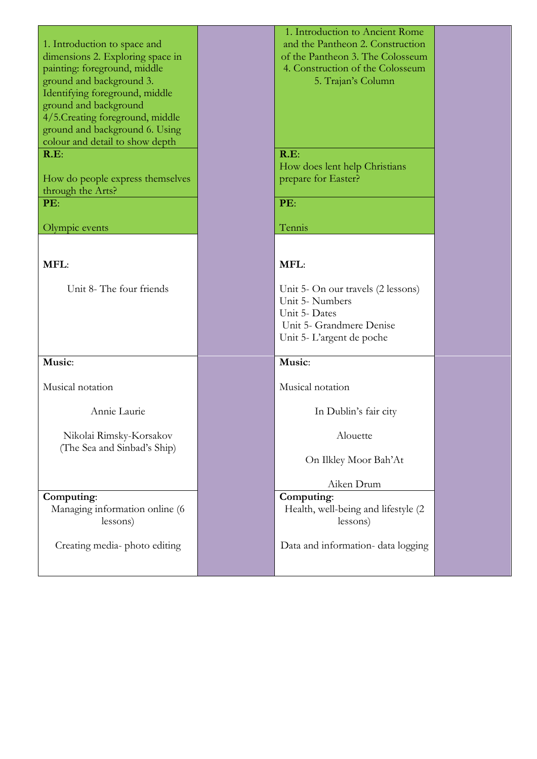| | | | |
|---|---|---|---|
| 1. Introduction to space and dimensions 2. Exploring space in painting: foreground, middle ground and background 3. Identifying foreground, middle ground and background 4/5.Creating foreground, middle ground and background 6. Using colour and detail to show depth | | 1. Introduction to Ancient Rome and the Pantheon 2. Construction of the Pantheon 3. The Colosseum 4. Construction of the Colosseum 5. Trajan's Column | |
| **R.E**:<br><br>How do people express themselves through the Arts? | | **R.E**:<br>How does lent help Christians prepare for Easter? | |
| **PE**:<br><br>Olympic events | | **PE**:<br><br>Tennis | |
| **MFL**:<br><br>Unit 8- The four friends | | **MFL**:<br><br>Unit 5- On our travels (2 lessons)<br>Unit 5- Numbers<br>Unit 5- Dates<br>Unit 5- Grandmere Denise<br>Unit 5- L'argent de poche | |
| **Music**:<br><br>Musical notation<br><br>Annie Laurie<br><br>Nikolai Rimsky-Korsakov (The Sea and Sinbad's Ship) | | **Music**:<br><br>Musical notation<br><br>In Dublin's fair city<br><br>Alouette<br><br>On Ilkley Moor Bah'At<br><br>Aiken Drum | |
| **Computing**:<br>Managing information online (6 lessons)<br><br>Creating media- photo editing | | **Computing**:<br>Health, well-being and lifestyle (2 lessons)<br><br>Data and information- data logging | |